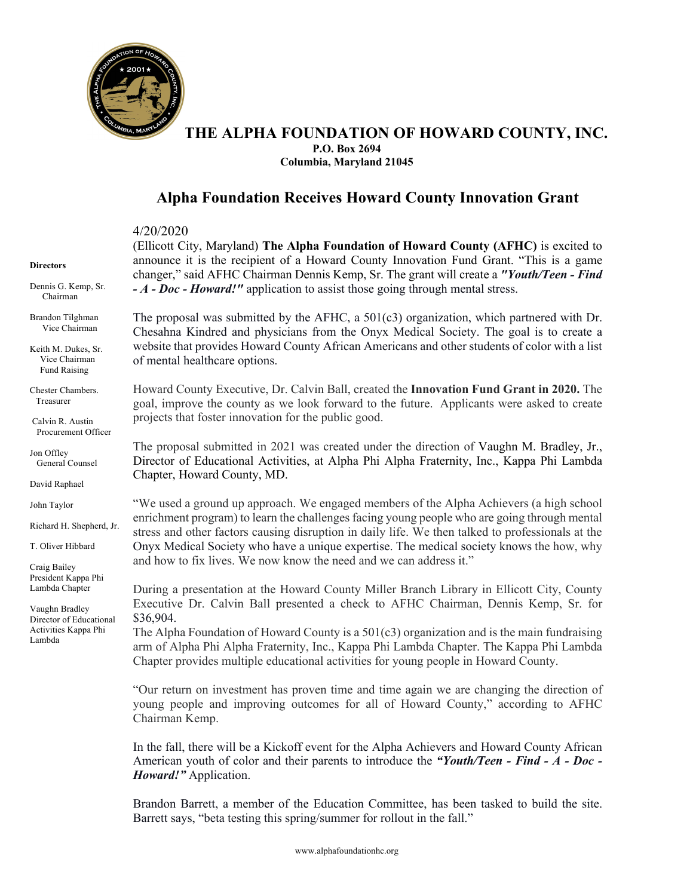# THE ALPHA FOUNDATION OF HOWARD COUNTY, INC.

**P.O. Box 2694**
**Columbia, Maryland 21045**

## Alpha Foundation Receives Howard County Innovation Grant

**Directors**

Dennis G. Kemp, Sr.
Chairman

Brandon Tilghman
Vice Chairman

Keith M. Dukes, Sr.
Vice Chairman
Fund Raising

Chester Chambers.
Treasurer

Calvin R. Austin
Procurement Officer

Jon Offley
General Counsel

David Raphael

John Taylor

Richard H. Shepherd, Jr.

T. Oliver Hibbard

Craig Bailey
President Kappa Phi Lambda Chapter

Vaughn Bradley
Director of Educational Activities Kappa Phi Lambda

4/20/2020

(Ellicott City, Maryland) **The Alpha Foundation of Howard County (AFHC)** is excited to announce it is the recipient of a Howard County Innovation Fund Grant. "This is a game changer," said AFHC Chairman Dennis Kemp, Sr. The grant will create a ***"Youth/Teen - Find - A - Doc - Howard!"*** application to assist those going through mental stress.

The proposal was submitted by the AFHC, a 501(c3) organization, which partnered with Dr. Chesahna Kindred and physicians from the Onyx Medical Society. The goal is to create a website that provides Howard County African Americans and other students of color with a list of mental healthcare options.

Howard County Executive, Dr. Calvin Ball, created the **Innovation Fund Grant in 2020.** The goal, improve the county as we look forward to the future. Applicants were asked to create projects that foster innovation for the public good.

The proposal submitted in 2021 was created under the direction of Vaughn M. Bradley, Jr., Director of Educational Activities, at Alpha Phi Alpha Fraternity, Inc., Kappa Phi Lambda Chapter, Howard County, MD.

"We used a ground up approach. We engaged members of the Alpha Achievers (a high school enrichment program) to learn the challenges facing young people who are going through mental stress and other factors causing disruption in daily life. We then talked to professionals at the Onyx Medical Society who have a unique expertise. The medical society knows the how, why and how to fix lives. We now know the need and we can address it."

During a presentation at the Howard County Miller Branch Library in Ellicott City, County Executive Dr. Calvin Ball presented a check to AFHC Chairman, Dennis Kemp, Sr. for $36,904.

The Alpha Foundation of Howard County is a 501(c3) organization and is the main fundraising arm of Alpha Phi Alpha Fraternity, Inc., Kappa Phi Lambda Chapter. The Kappa Phi Lambda Chapter provides multiple educational activities for young people in Howard County.

"Our return on investment has proven time and time again we are changing the direction of young people and improving outcomes for all of Howard County," according to AFHC Chairman Kemp.

In the fall, there will be a Kickoff event for the Alpha Achievers and Howard County African American youth of color and their parents to introduce the ***"Youth/Teen - Find - A - Doc - Howard!"*** Application.

Brandon Barrett, a member of the Education Committee, has been tasked to build the site. Barrett says, "beta testing this spring/summer for rollout in the fall."

www.alphafoundationhc.org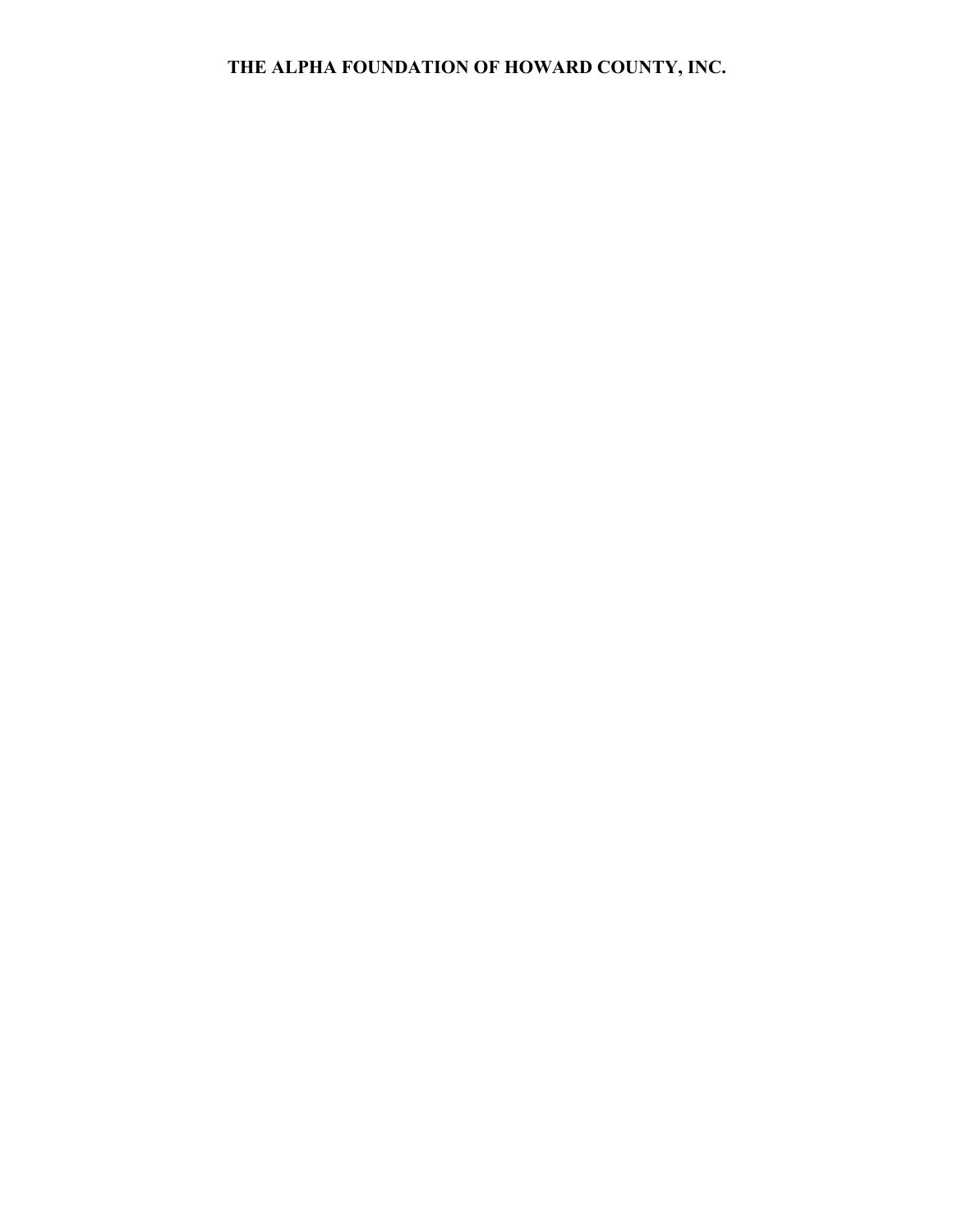**THE ALPHA FOUNDATION OF HOWARD COUNTY, INC.**